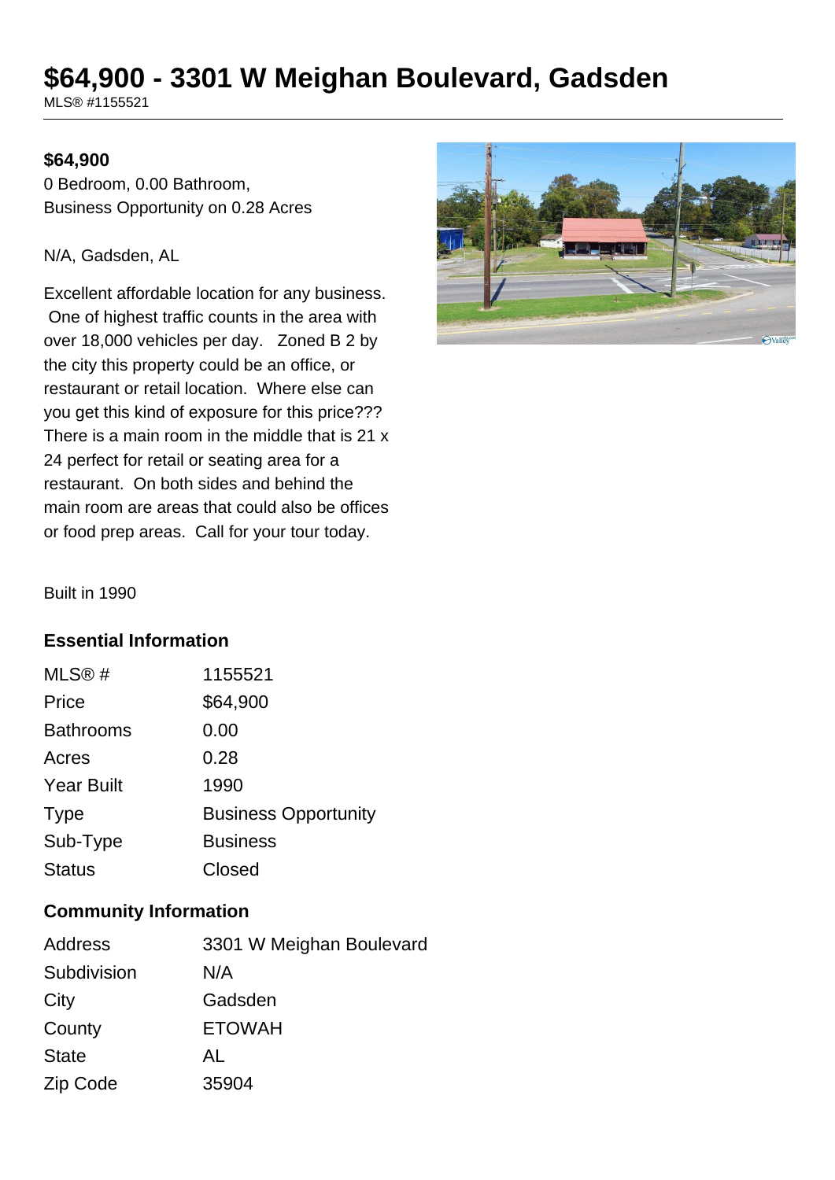# $64,900 - 3301 W Meighan Boulevard, Gadsden

MLS® #1155521

**$64,900**

0 Bedroom, 0.00 Bathroom,
Business Opportunity on 0.28 Acres

N/A, Gadsden, AL

Excellent affordable location for any business. One of highest traffic counts in the area with over 18,000 vehicles per day. Zoned B 2 by the city this property could be an office, or restaurant or retail location. Where else can you get this kind of exposure for this price??? There is a main room in the middle that is 21 x 24 perfect for retail or seating area for a restaurant. On both sides and behind the main room are areas that could also be offices or food prep areas. Call for your tour today.

Built in 1990

## Essential Information

| | |
|---|---|
| MLS® # | 1155521 |
| Price | $64,900 |
| Bathrooms | 0.00 |
| Acres | 0.28 |
| Year Built | 1990 |
| Type | Business Opportunity |
| Sub-Type | Business |
| Status | Closed |

## Community Information

| | |
|---|---|
| Address | 3301 W Meighan Boulevard |
| Subdivision | N/A |
| City | Gadsden |
| County | ETOWAH |
| State | AL |
| Zip Code | 35904 |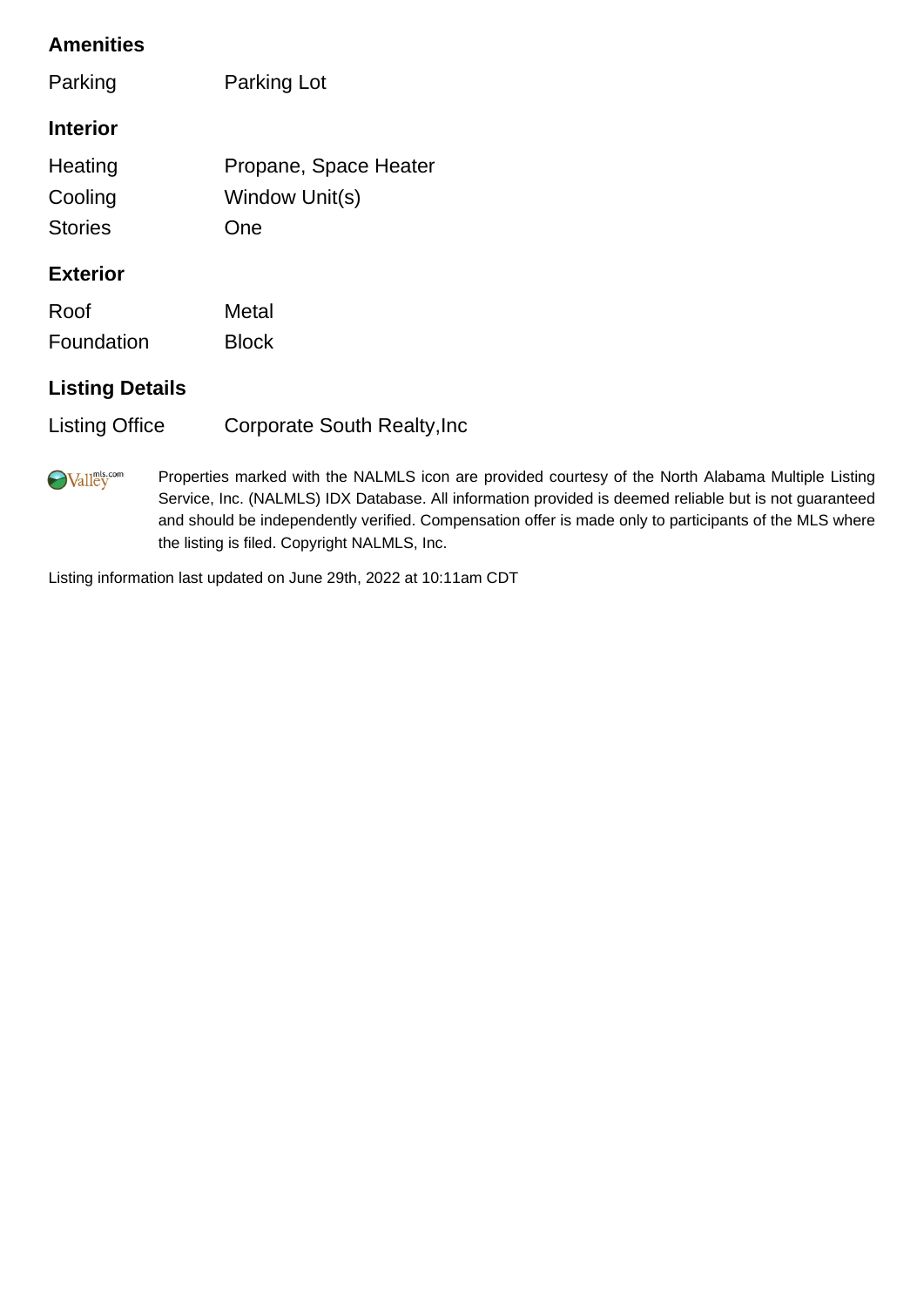### Amenities

| | |
|---|---|
| Parking | Parking Lot |

### Interior

| | |
|---|---|
| Heating | Propane, Space Heater |
| Cooling | Window Unit(s) |
| Stories | One |

### Exterior

| | |
|---|---|
| Roof | Metal |
| Foundation | Block |

### Listing Details

| | |
|---|---|
| Listing Office | Corporate South Realty,Inc |

Properties marked with the NALMLS icon are provided courtesy of the North Alabama Multiple Listing Service, Inc. (NALMLS) IDX Database. All information provided is deemed reliable but is not guaranteed and should be independently verified. Compensation offer is made only to participants of the MLS where the listing is filed. Copyright NALMLS, Inc.

Listing information last updated on June 29th, 2022 at 10:11am CDT